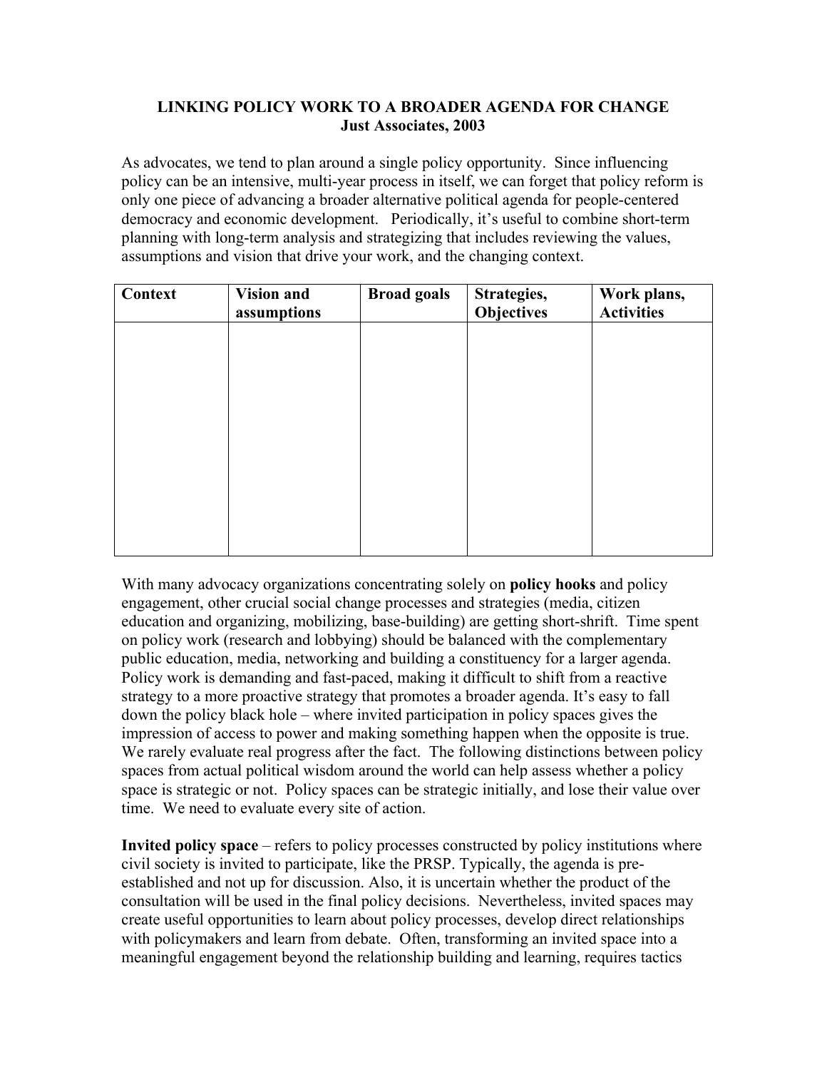# LINKING POLICY WORK TO A BROADER AGENDA FOR CHANGE

**Just Associates, 2003**

As advocates, we tend to plan around a single policy opportunity. Since influencing policy can be an intensive, multi-year process in itself, we can forget that policy reform is only one piece of advancing a broader alternative political agenda for people-centered democracy and economic development. Periodically, it's useful to combine short-term planning with long-term analysis and strategizing that includes reviewing the values, assumptions and vision that drive your work, and the changing context.

| Context | Vision and assumptions | Broad goals | Strategies, Objectives | Work plans, Activities |
| --- | --- | --- | --- | --- |
| | | | | |

With many advocacy organizations concentrating solely on **policy hooks** and policy engagement, other crucial social change processes and strategies (media, citizen education and organizing, mobilizing, base-building) are getting short-shrift. Time spent on policy work (research and lobbying) should be balanced with the complementary public education, media, networking and building a constituency for a larger agenda. Policy work is demanding and fast-paced, making it difficult to shift from a reactive strategy to a more proactive strategy that promotes a broader agenda. It's easy to fall down the policy black hole – where invited participation in policy spaces gives the impression of access to power and making something happen when the opposite is true. We rarely evaluate real progress after the fact. The following distinctions between policy spaces from actual political wisdom around the world can help assess whether a policy space is strategic or not. Policy spaces can be strategic initially, and lose their value over time. We need to evaluate every site of action.

**Invited policy space** – refers to policy processes constructed by policy institutions where civil society is invited to participate, like the PRSP. Typically, the agenda is pre-established and not up for discussion. Also, it is uncertain whether the product of the consultation will be used in the final policy decisions. Nevertheless, invited spaces may create useful opportunities to learn about policy processes, develop direct relationships with policymakers and learn from debate. Often, transforming an invited space into a meaningful engagement beyond the relationship building and learning, requires tactics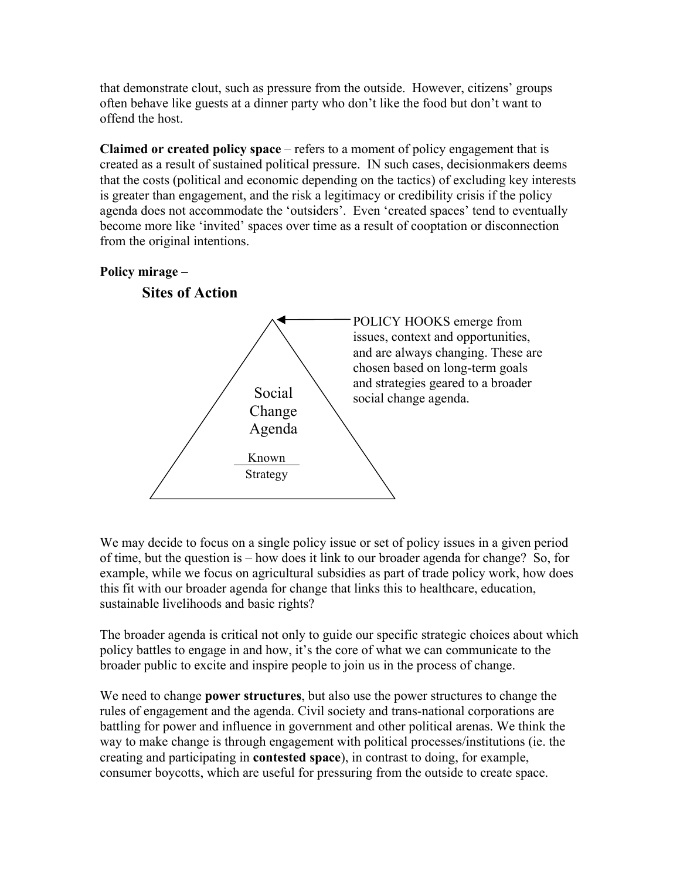that demonstrate clout, such as pressure from the outside. However, citizens' groups often behave like guests at a dinner party who don't like the food but don't want to offend the host.

**Claimed or created policy space** – refers to a moment of policy engagement that is created as a result of sustained political pressure. IN such cases, decisionmakers deems that the costs (political and economic depending on the tactics) of excluding key interests is greater than engagement, and the risk a legitimacy or credibility crisis if the policy agenda does not accommodate the 'outsiders'. Even 'created spaces' tend to eventually become more like 'invited' spaces over time as a result of cooptation or disconnection from the original intentions.

**Policy mirage** –

## Sites of Action

Social Change Agenda

Known

Strategy

POLICY HOOKS emerge from issues, context and opportunities, and are always changing. These are chosen based on long-term goals and strategies geared to a broader social change agenda.

We may decide to focus on a single policy issue or set of policy issues in a given period of time, but the question is – how does it link to our broader agenda for change? So, for example, while we focus on agricultural subsidies as part of trade policy work, how does this fit with our broader agenda for change that links this to healthcare, education, sustainable livelihoods and basic rights?

The broader agenda is critical not only to guide our specific strategic choices about which policy battles to engage in and how, it's the core of what we can communicate to the broader public to excite and inspire people to join us in the process of change.

We need to change **power structures**, but also use the power structures to change the rules of engagement and the agenda. Civil society and trans-national corporations are battling for power and influence in government and other political arenas. We think the way to make change is through engagement with political processes/institutions (ie. the creating and participating in **contested space**), in contrast to doing, for example, consumer boycotts, which are useful for pressuring from the outside to create space.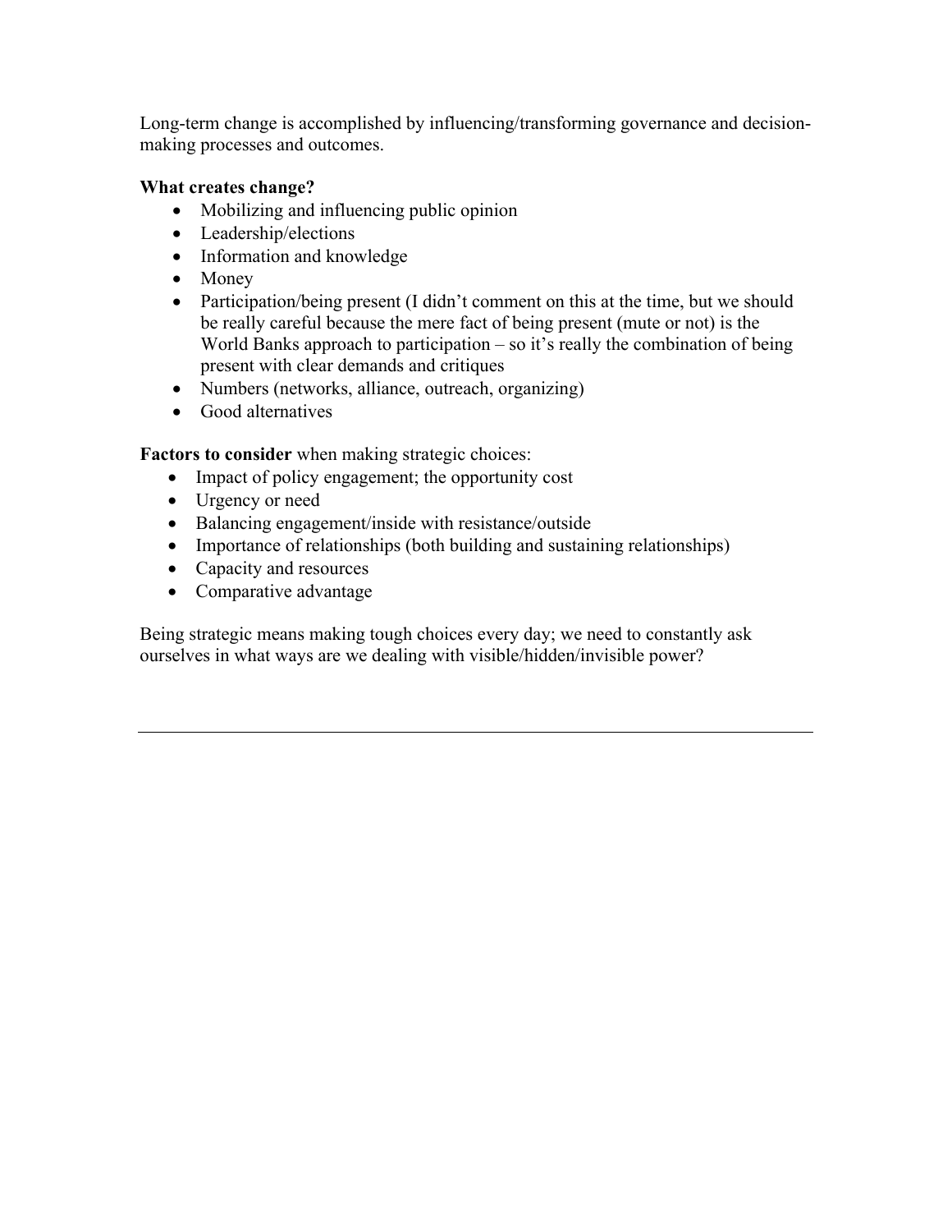Long-term change is accomplished by influencing/transforming governance and decision-making processes and outcomes.

**What creates change?**

- Mobilizing and influencing public opinion
- Leadership/elections
- Information and knowledge
- Money
- Participation/being present (I didn't comment on this at the time, but we should be really careful because the mere fact of being present (mute or not) is the World Banks approach to participation – so it's really the combination of being present with clear demands and critiques
- Numbers (networks, alliance, outreach, organizing)
- Good alternatives

**Factors to consider** when making strategic choices:

- Impact of policy engagement; the opportunity cost
- Urgency or need
- Balancing engagement/inside with resistance/outside
- Importance of relationships (both building and sustaining relationships)
- Capacity and resources
- Comparative advantage

Being strategic means making tough choices every day; we need to constantly ask ourselves in what ways are we dealing with visible/hidden/invisible power?

---